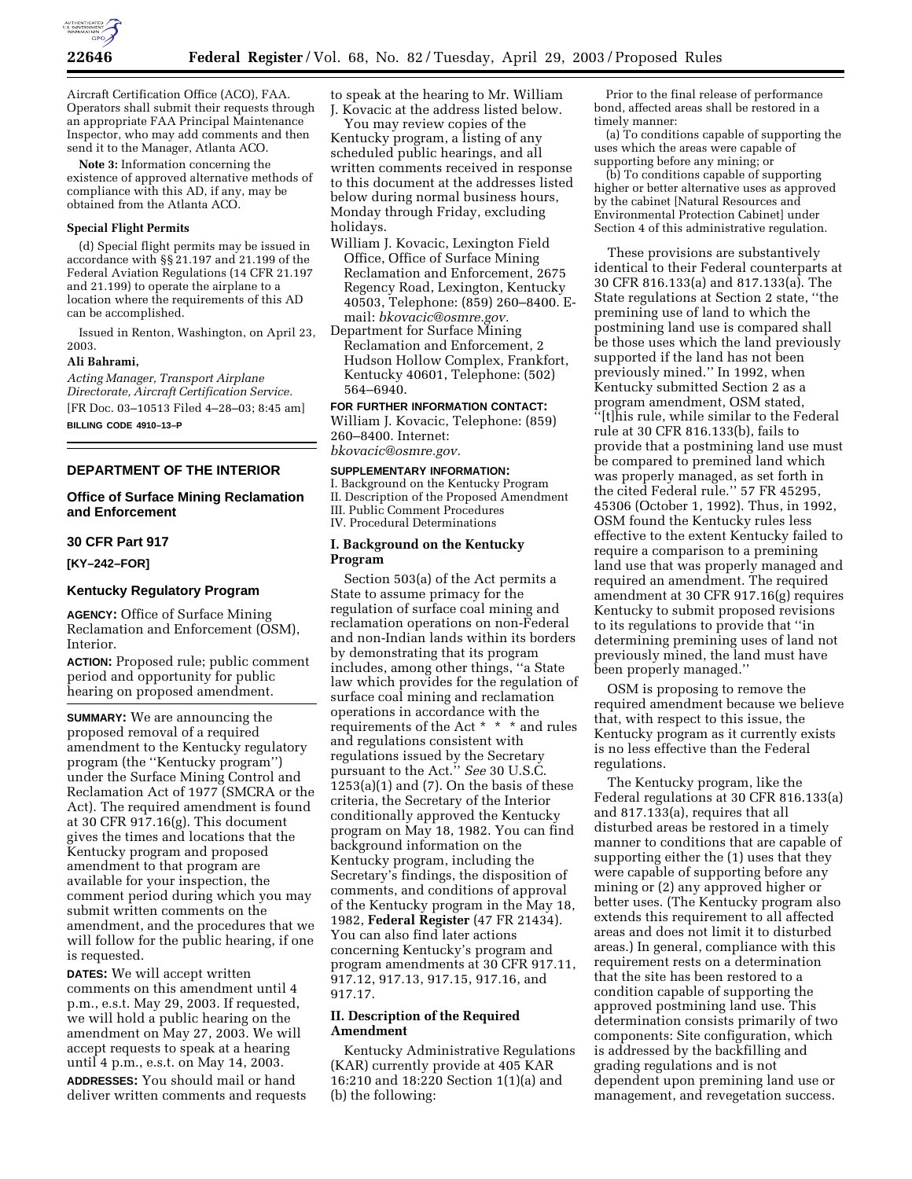Aircraft Certification Office (ACO), FAA. Operators shall submit their requests through an appropriate FAA Principal Maintenance Inspector, who may add comments and then send it to the Manager, Atlanta ACO.

**Note 3:** Information concerning the existence of approved alternative methods of compliance with this AD, if any, may be obtained from the Atlanta ACO.

**Special Flight Permits**

(d) Special flight permits may be issued in accordance with §§ 21.197 and 21.199 of the Federal Aviation Regulations (14 CFR 21.197 and 21.199) to operate the airplane to a location where the requirements of this AD can be accomplished.

Issued in Renton, Washington, on April 23, 2003.

**Ali Bahrami,**

*Acting Manager, Transport Airplane Directorate, Aircraft Certification Service.*

[FR Doc. 03–10513 Filed 4–28–03; 8:45 am]

**BILLING CODE 4910–13–P**

---

## DEPARTMENT OF THE INTERIOR

### Office of Surface Mining Reclamation and Enforcement

### 30 CFR Part 917

**[KY–242–FOR]**

### Kentucky Regulatory Program

**AGENCY:** Office of Surface Mining Reclamation and Enforcement (OSM), Interior.

**ACTION:** Proposed rule; public comment period and opportunity for public hearing on proposed amendment.

**SUMMARY:** We are announcing the proposed removal of a required amendment to the Kentucky regulatory program (the "Kentucky program") under the Surface Mining Control and Reclamation Act of 1977 (SMCRA or the Act). The required amendment is found at 30 CFR 917.16(g). This document gives the times and locations that the Kentucky program and proposed amendment to that program are available for your inspection, the comment period during which you may submit written comments on the amendment, and the procedures that we will follow for the public hearing, if one is requested.

**DATES:** We will accept written comments on this amendment until 4 p.m., e.s.t. May 29, 2003. If requested, we will hold a public hearing on the amendment on May 27, 2003. We will accept requests to speak at a hearing until 4 p.m., e.s.t. on May 14, 2003.

**ADDRESSES:** You should mail or hand deliver written comments and requests to speak at the hearing to Mr. William J. Kovacic at the address listed below.

You may review copies of the Kentucky program, a listing of any scheduled public hearings, and all written comments received in response to this document at the addresses listed below during normal business hours, Monday through Friday, excluding holidays.

William J. Kovacic, Lexington Field Office, Office of Surface Mining Reclamation and Enforcement, 2675 Regency Road, Lexington, Kentucky 40503, Telephone: (859) 260–8400. E-mail: *bkovacic@osmre.gov.*

Department for Surface Mining Reclamation and Enforcement, 2 Hudson Hollow Complex, Frankfort, Kentucky 40601, Telephone: (502) 564–6940.

**FOR FURTHER INFORMATION CONTACT:** William J. Kovacic, Telephone: (859) 260–8400. Internet: *bkovacic@osmre.gov.*

**SUPPLEMENTARY INFORMATION:**

I. Background on the Kentucky Program
II. Description of the Proposed Amendment
III. Public Comment Procedures
IV. Procedural Determinations

### I. Background on the Kentucky Program

Section 503(a) of the Act permits a State to assume primacy for the regulation of surface coal mining and reclamation operations on non-Federal and non-Indian lands within its borders by demonstrating that its program includes, among other things, "a State law which provides for the regulation of surface coal mining and reclamation operations in accordance with the requirements of the Act * * * and rules and regulations consistent with regulations issued by the Secretary pursuant to the Act." *See* 30 U.S.C. 1253(a)(1) and (7). On the basis of these criteria, the Secretary of the Interior conditionally approved the Kentucky program on May 18, 1982. You can find background information on the Kentucky program, including the Secretary's findings, the disposition of comments, and conditions of approval of the Kentucky program in the May 18, 1982, **Federal Register** (47 FR 21434). You can also find later actions concerning Kentucky's program and program amendments at 30 CFR 917.11, 917.12, 917.13, 917.15, 917.16, and 917.17.

### II. Description of the Required Amendment

Kentucky Administrative Regulations (KAR) currently provide at 405 KAR 16:210 and 18:220 Section 1(1)(a) and (b) the following:

> Prior to the final release of performance bond, affected areas shall be restored in a timely manner:
>
> (a) To conditions capable of supporting the uses which the areas were capable of supporting before any mining; or
>
> (b) To conditions capable of supporting higher or better alternative uses as approved by the cabinet [Natural Resources and Environmental Protection Cabinet] under Section 4 of this administrative regulation.

These provisions are substantively identical to their Federal counterparts at 30 CFR 816.133(a) and 817.133(a). The State regulations at Section 2 state, "the premining use of land to which the postmining land use is compared shall be those uses which the land previously supported if the land has not been previously mined." In 1992, when Kentucky submitted Section 2 as a program amendment, OSM stated, "[t]his rule, while similar to the Federal rule at 30 CFR 816.133(b), fails to provide that a postmining land use must be compared to premined land which was properly managed, as set forth in the cited Federal rule." 57 FR 45295, 45306 (October 1, 1992). Thus, in 1992, OSM found the Kentucky rules less effective to the extent Kentucky failed to require a comparison to a premining land use that was properly managed and required an amendment. The required amendment at 30 CFR 917.16(g) requires Kentucky to submit proposed revisions to its regulations to provide that "in determining premining uses of land not previously mined, the land must have been properly managed."

OSM is proposing to remove the required amendment because we believe that, with respect to this issue, the Kentucky program as it currently exists is no less effective than the Federal regulations.

The Kentucky program, like the Federal regulations at 30 CFR 816.133(a) and 817.133(a), requires that all disturbed areas be restored in a timely manner to conditions that are capable of supporting either the (1) uses that they were capable of supporting before any mining or (2) any approved higher or better uses. (The Kentucky program also extends this requirement to all affected areas and does not limit it to disturbed areas.) In general, compliance with this requirement rests on a determination that the site has been restored to a condition capable of supporting the approved postmining land use. This determination consists primarily of two components: Site configuration, which is addressed by the backfilling and grading regulations and is not dependent upon premining land use or management, and revegetation success.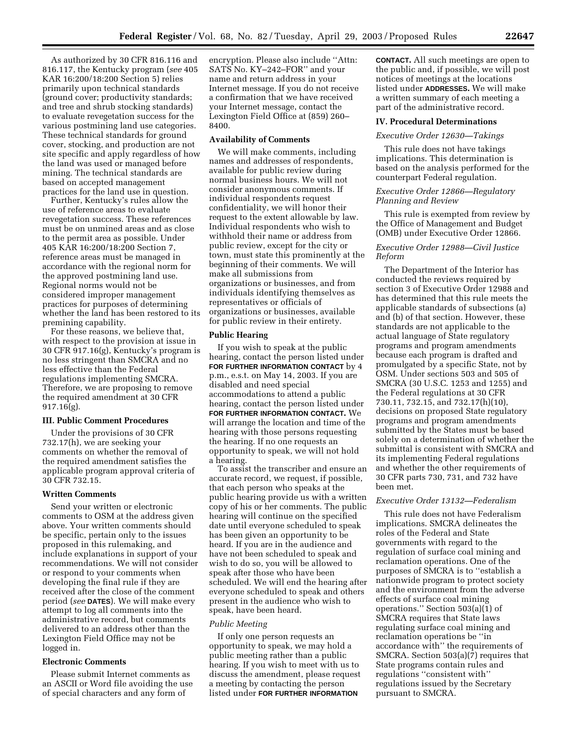As authorized by 30 CFR 816.116 and 816.117, the Kentucky program (*see* 405 KAR 16:200/18:200 Section 5) relies primarily upon technical standards (ground cover; productivity standards; and tree and shrub stocking standards) to evaluate revegetation success for the various postmining land use categories. These technical standards for ground cover, stocking, and production are not site specific and apply regardless of how the land was used or managed before mining. The technical standards are based on accepted management practices for the land use in question.

Further, Kentucky's rules allow the use of reference areas to evaluate revegetation success. These references must be on unmined areas and as close to the permit area as possible. Under 405 KAR 16:200/18:200 Section 7, reference areas must be managed in accordance with the regional norm for the approved postmining land use. Regional norms would not be considered improper management practices for purposes of determining whether the land has been restored to its premining capability.

For these reasons, we believe that, with respect to the provision at issue in 30 CFR 917.16(g), Kentucky's program is no less stringent than SMCRA and no less effective than the Federal regulations implementing SMCRA. Therefore, we are proposing to remove the required amendment at 30 CFR 917.16(g).

## III. Public Comment Procedures

Under the provisions of 30 CFR 732.17(h), we are seeking your comments on whether the removal of the required amendment satisfies the applicable program approval criteria of 30 CFR 732.15.

### Written Comments

Send your written or electronic comments to OSM at the address given above. Your written comments should be specific, pertain only to the issues proposed in this rulemaking, and include explanations in support of your recommendations. We will not consider or respond to your comments when developing the final rule if they are received after the close of the comment period (*see* **DATES**). We will make every attempt to log all comments into the administrative record, but comments delivered to an address other than the Lexington Field Office may not be logged in.

### Electronic Comments

Please submit Internet comments as an ASCII or Word file avoiding the use of special characters and any form of encryption. Please also include ''Attn: SATS No. KY–242–FOR'' and your name and return address in your Internet message. If you do not receive a confirmation that we have received your Internet message, contact the Lexington Field Office at (859) 260–8400.

### Availability of Comments

We will make comments, including names and addresses of respondents, available for public review during normal business hours. We will not consider anonymous comments. If individual respondents request confidentiality, we will honor their request to the extent allowable by law. Individual respondents who wish to withhold their name or address from public review, except for the city or town, must state this prominently at the beginning of their comments. We will make all submissions from organizations or businesses, and from individuals identifying themselves as representatives or officials of organizations or businesses, available for public review in their entirety.

### Public Hearing

If you wish to speak at the public hearing, contact the person listed under **FOR FURTHER INFORMATION CONTACT** by 4 p.m., e.s.t. on May 14, 2003. If you are disabled and need special accommodations to attend a public hearing, contact the person listed under **FOR FURTHER INFORMATION CONTACT.** We will arrange the location and time of the hearing with those persons requesting the hearing. If no one requests an opportunity to speak, we will not hold a hearing.

To assist the transcriber and ensure an accurate record, we request, if possible, that each person who speaks at the public hearing provide us with a written copy of his or her comments. The public hearing will continue on the specified date until everyone scheduled to speak has been given an opportunity to be heard. If you are in the audience and have not been scheduled to speak and wish to do so, you will be allowed to speak after those who have been scheduled. We will end the hearing after everyone scheduled to speak and others present in the audience who wish to speak, have been heard.

### *Public Meeting*

If only one person requests an opportunity to speak, we may hold a public meeting rather than a public hearing. If you wish to meet with us to discuss the amendment, please request a meeting by contacting the person listed under **FOR FURTHER INFORMATION CONTACT.** All such meetings are open to the public and, if possible, we will post notices of meetings at the locations listed under **ADDRESSES.** We will make a written summary of each meeting a part of the administrative record.

## IV. Procedural Determinations

### *Executive Order 12630—Takings*

This rule does not have takings implications. This determination is based on the analysis performed for the counterpart Federal regulation.

### *Executive Order 12866—Regulatory Planning and Review*

This rule is exempted from review by the Office of Management and Budget (OMB) under Executive Order 12866.

### *Executive Order 12988—Civil Justice Reform*

The Department of the Interior has conducted the reviews required by section 3 of Executive Order 12988 and has determined that this rule meets the applicable standards of subsections (a) and (b) of that section. However, these standards are not applicable to the actual language of State regulatory programs and program amendments because each program is drafted and promulgated by a specific State, not by OSM. Under sections 503 and 505 of SMCRA (30 U.S.C. 1253 and 1255) and the Federal regulations at 30 CFR 730.11, 732.15, and 732.17(h)(10), decisions on proposed State regulatory programs and program amendments submitted by the States must be based solely on a determination of whether the submittal is consistent with SMCRA and its implementing Federal regulations and whether the other requirements of 30 CFR parts 730, 731, and 732 have been met.

### *Executive Order 13132—Federalism*

This rule does not have Federalism implications. SMCRA delineates the roles of the Federal and State governments with regard to the regulation of surface coal mining and reclamation operations. One of the purposes of SMCRA is to ''establish a nationwide program to protect society and the environment from the adverse effects of surface coal mining operations.'' Section 503(a)(1) of SMCRA requires that State laws regulating surface coal mining and reclamation operations be ''in accordance with'' the requirements of SMCRA. Section 503(a)(7) requires that State programs contain rules and regulations ''consistent with'' regulations issued by the Secretary pursuant to SMCRA.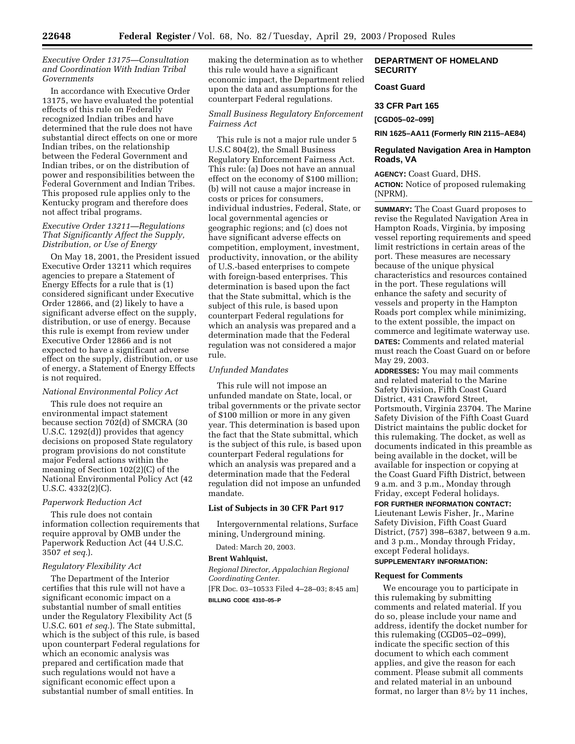### *Executive Order 13175—Consultation and Coordination With Indian Tribal Governments*

In accordance with Executive Order 13175, we have evaluated the potential effects of this rule on Federally recognized Indian tribes and have determined that the rule does not have substantial direct effects on one or more Indian tribes, on the relationship between the Federal Government and Indian tribes, or on the distribution of power and responsibilities between the Federal Government and Indian Tribes. This proposed rule applies only to the Kentucky program and therefore does not affect tribal programs.

### *Executive Order 13211—Regulations That Significantly Affect the Supply, Distribution, or Use of Energy*

On May 18, 2001, the President issued Executive Order 13211 which requires agencies to prepare a Statement of Energy Effects for a rule that is (1) considered significant under Executive Order 12866, and (2) likely to have a significant adverse effect on the supply, distribution, or use of energy. Because this rule is exempt from review under Executive Order 12866 and is not expected to have a significant adverse effect on the supply, distribution, or use of energy, a Statement of Energy Effects is not required.

### *National Environmental Policy Act*

This rule does not require an environmental impact statement because section 702(d) of SMCRA (30 U.S.C. 1292(d)) provides that agency decisions on proposed State regulatory program provisions do not constitute major Federal actions within the meaning of Section 102(2)(C) of the National Environmental Policy Act (42 U.S.C. 4332(2)(C).

### *Paperwork Reduction Act*

This rule does not contain information collection requirements that require approval by OMB under the Paperwork Reduction Act (44 U.S.C. 3507 *et seq.*).

### *Regulatory Flexibility Act*

The Department of the Interior certifies that this rule will not have a significant economic impact on a substantial number of small entities under the Regulatory Flexibility Act (5 U.S.C. 601 *et seq.*). The State submittal, which is the subject of this rule, is based upon counterpart Federal regulations for which an economic analysis was prepared and certification made that such regulations would not have a significant economic effect upon a substantial number of small entities. In making the determination as to whether this rule would have a significant economic impact, the Department relied upon the data and assumptions for the counterpart Federal regulations.

### *Small Business Regulatory Enforcement Fairness Act*

This rule is not a major rule under 5 U.S.C 804(2), the Small Business Regulatory Enforcement Fairness Act. This rule: (a) Does not have an annual effect on the economy of $100 million; (b) will not cause a major increase in costs or prices for consumers, individual industries, Federal, State, or local governmental agencies or geographic regions; and (c) does not have significant adverse effects on competition, employment, investment, productivity, innovation, or the ability of U.S.-based enterprises to compete with foreign-based enterprises. This determination is based upon the fact that the State submittal, which is the subject of this rule, is based upon counterpart Federal regulations for which an analysis was prepared and a determination made that the Federal regulation was not considered a major rule.

### *Unfunded Mandates*

This rule will not impose an unfunded mandate on State, local, or tribal governments or the private sector of $100 million or more in any given year. This determination is based upon the fact that the State submittal, which is the subject of this rule, is based upon counterpart Federal regulations for which an analysis was prepared and a determination made that the Federal regulation did not impose an unfunded mandate.

### List of Subjects in 30 CFR Part 917

Intergovernmental relations, Surface mining, Underground mining.

Dated: March 20, 2003.

**Brent Wahlquist,**

*Regional Director, Appalachian Regional Coordinating Center.*

[FR Doc. 03–10533 Filed 4–28–03; 8:45 am]

**BILLING CODE 4310–05–P**

---

## DEPARTMENT OF HOMELAND SECURITY

### Coast Guard

### 33 CFR Part 165

**[CGD05–02–099]**

**RIN 1625–AA11 (Formerly RIN 2115–AE84)**

## Regulated Navigation Area in Hampton Roads, VA

**AGENCY:** Coast Guard, DHS.

**ACTION:** Notice of proposed rulemaking (NPRM).

**SUMMARY:** The Coast Guard proposes to revise the Regulated Navigation Area in Hampton Roads, Virginia, by imposing vessel reporting requirements and speed limit restrictions in certain areas of the port. These measures are necessary because of the unique physical characteristics and resources contained in the port. These regulations will enhance the safety and security of vessels and property in the Hampton Roads port complex while minimizing, to the extent possible, the impact on commerce and legitimate waterway use.

**DATES:** Comments and related material must reach the Coast Guard on or before May 29, 2003.

**ADDRESSES:** You may mail comments and related material to the Marine Safety Division, Fifth Coast Guard District, 431 Crawford Street, Portsmouth, Virginia 23704. The Marine Safety Division of the Fifth Coast Guard District maintains the public docket for this rulemaking. The docket, as well as documents indicated in this preamble as being available in the docket, will be available for inspection or copying at the Coast Guard Fifth District, between 9 a.m. and 3 p.m., Monday through Friday, except Federal holidays.

**FOR FURTHER INFORMATION CONTACT:** Lieutenant Lewis Fisher, Jr., Marine Safety Division, Fifth Coast Guard District, (757) 398–6387, between 9 a.m. and 3 p.m., Monday through Friday, except Federal holidays.

**SUPPLEMENTARY INFORMATION:**

### Request for Comments

We encourage you to participate in this rulemaking by submitting comments and related material. If you do so, please include your name and address, identify the docket number for this rulemaking (CGD05–02–099), indicate the specific section of this document to which each comment applies, and give the reason for each comment. Please submit all comments and related material in an unbound format, no larger than 8½ by 11 inches,